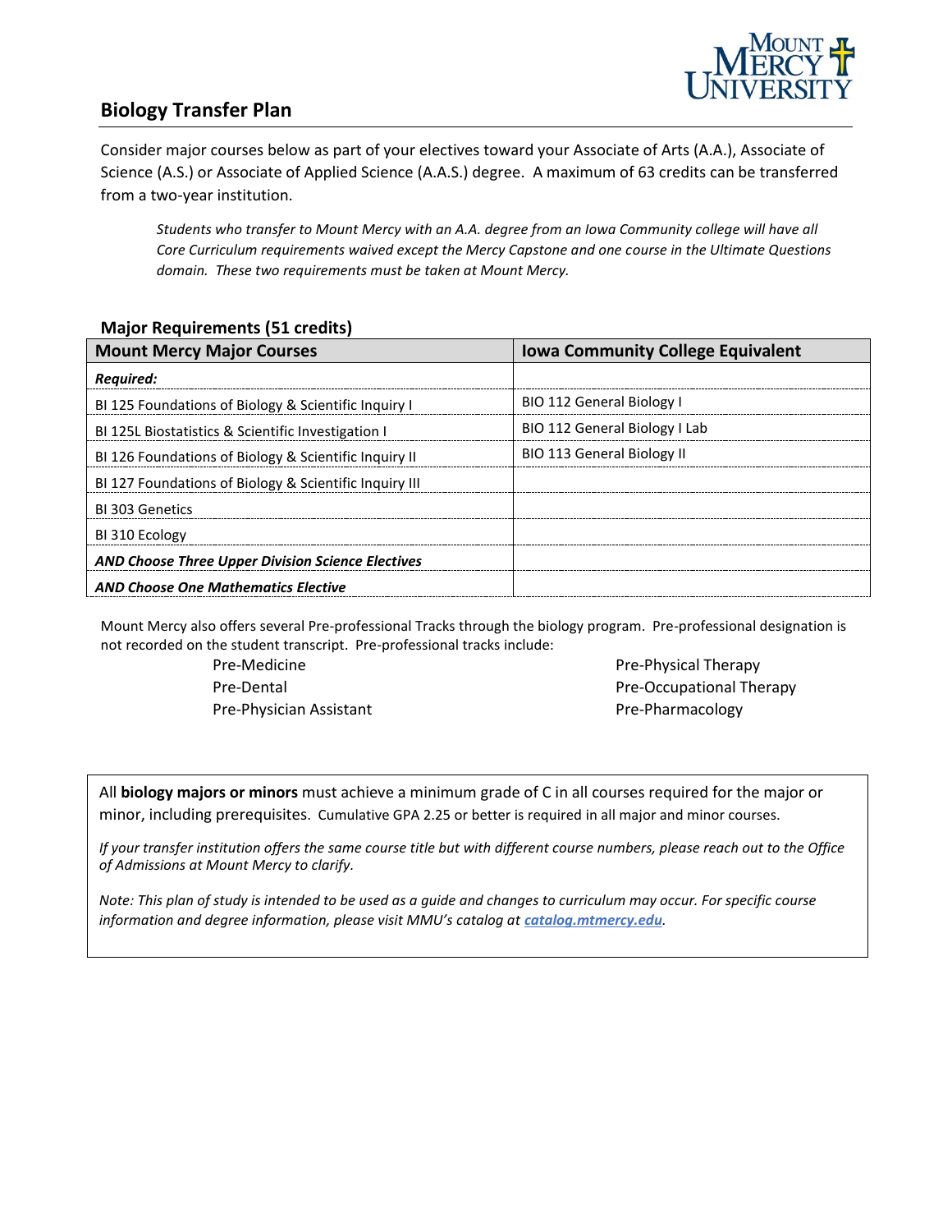## Biology Transfer Plan

Consider major courses below as part of your electives toward your Associate of Arts (A.A.), Associate of Science (A.S.) or Associate of Applied Science (A.A.S.) degree. A maximum of 63 credits can be transferred from a two-year institution.

> *Students who transfer to Mount Mercy with an A.A. degree from an Iowa Community college will have all Core Curriculum requirements waived except the Mercy Capstone and one course in the Ultimate Questions domain. These two requirements must be taken at Mount Mercy.*

### Major Requirements (51 credits)

| Mount Mercy Major Courses | Iowa Community College Equivalent |
|---|---|
| ***Required:*** | |
| BI 125 Foundations of Biology & Scientific Inquiry I | BIO 112 General Biology I |
| BI 125L Biostatistics & Scientific Investigation I | BIO 112 General Biology I Lab |
| BI 126 Foundations of Biology & Scientific Inquiry II | BIO 113 General Biology II |
| BI 127 Foundations of Biology & Scientific Inquiry III | |
| BI 303 Genetics | |
| BI 310 Ecology | |
| ***AND Choose Three Upper Division Science Electives*** | |
| ***AND Choose One Mathematics Elective*** | |

Mount Mercy also offers several Pre-professional Tracks through the biology program. Pre-professional designation is not recorded on the student transcript. Pre-professional tracks include:

- Pre-Medicine
- Pre-Dental
- Pre-Physician Assistant
- Pre-Physical Therapy
- Pre-Occupational Therapy
- Pre-Pharmacology

All **biology majors or minors** must achieve a minimum grade of C in all courses required for the major or minor, including prerequisites. Cumulative GPA 2.25 or better is required in all major and minor courses.

*If your transfer institution offers the same course title but with different course numbers, please reach out to the Office of Admissions at Mount Mercy to clarify.*

*Note: This plan of study is intended to be used as a guide and changes to curriculum may occur. For specific course information and degree information, please visit MMU's catalog at **catalog.mtmercy.edu**.*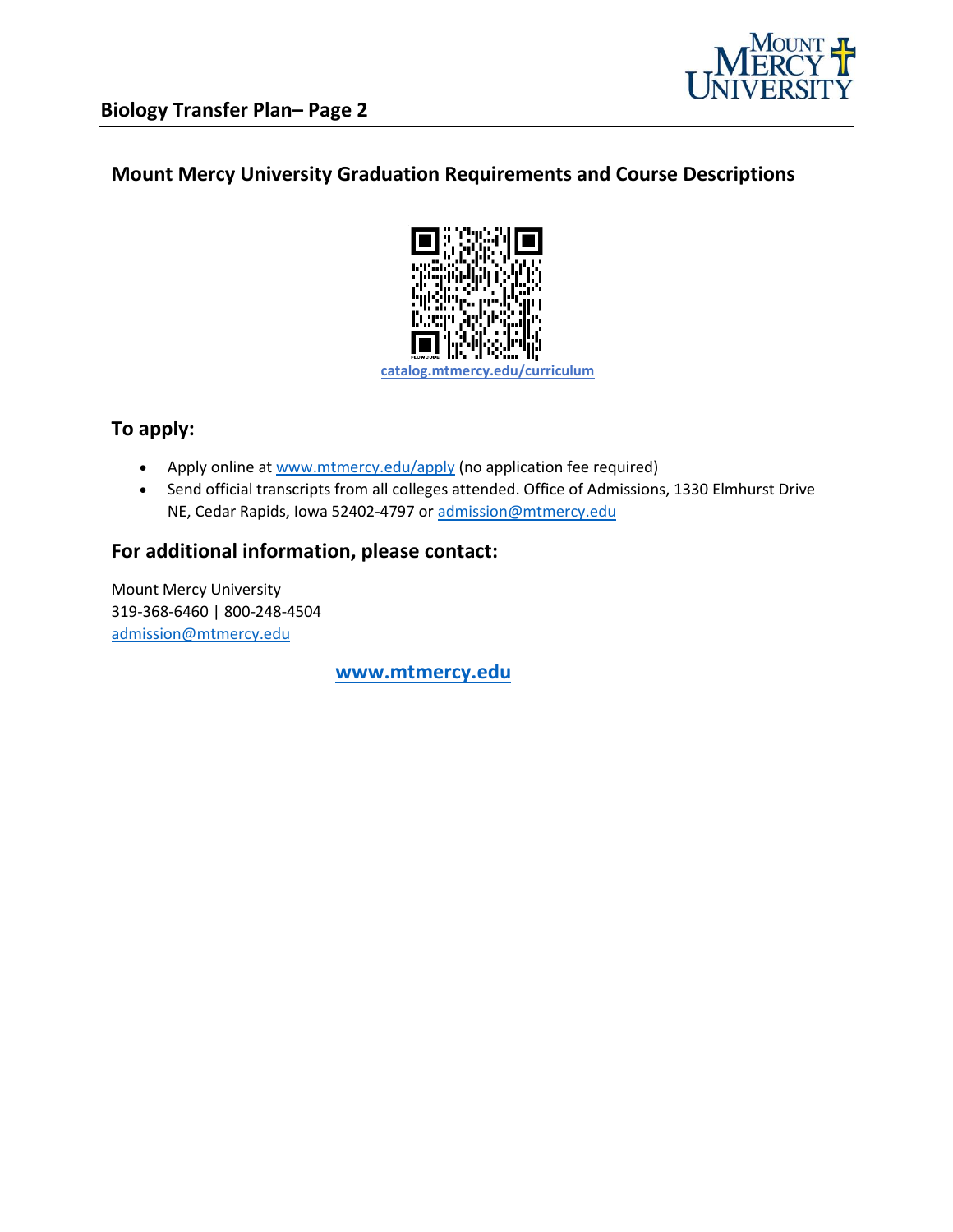## Mount Mercy University Graduation Requirements and Course Descriptions

catalog.mtmercy.edu/curriculum

## To apply:

- Apply online at www.mtmercy.edu/apply (no application fee required)
- Send official transcripts from all colleges attended. Office of Admissions, 1330 Elmhurst Drive NE, Cedar Rapids, Iowa 52402-4797 or admission@mtmercy.edu

## For additional information, please contact:

Mount Mercy University
319-368-6460 | 800-248-4504
admission@mtmercy.edu

**www.mtmercy.edu**